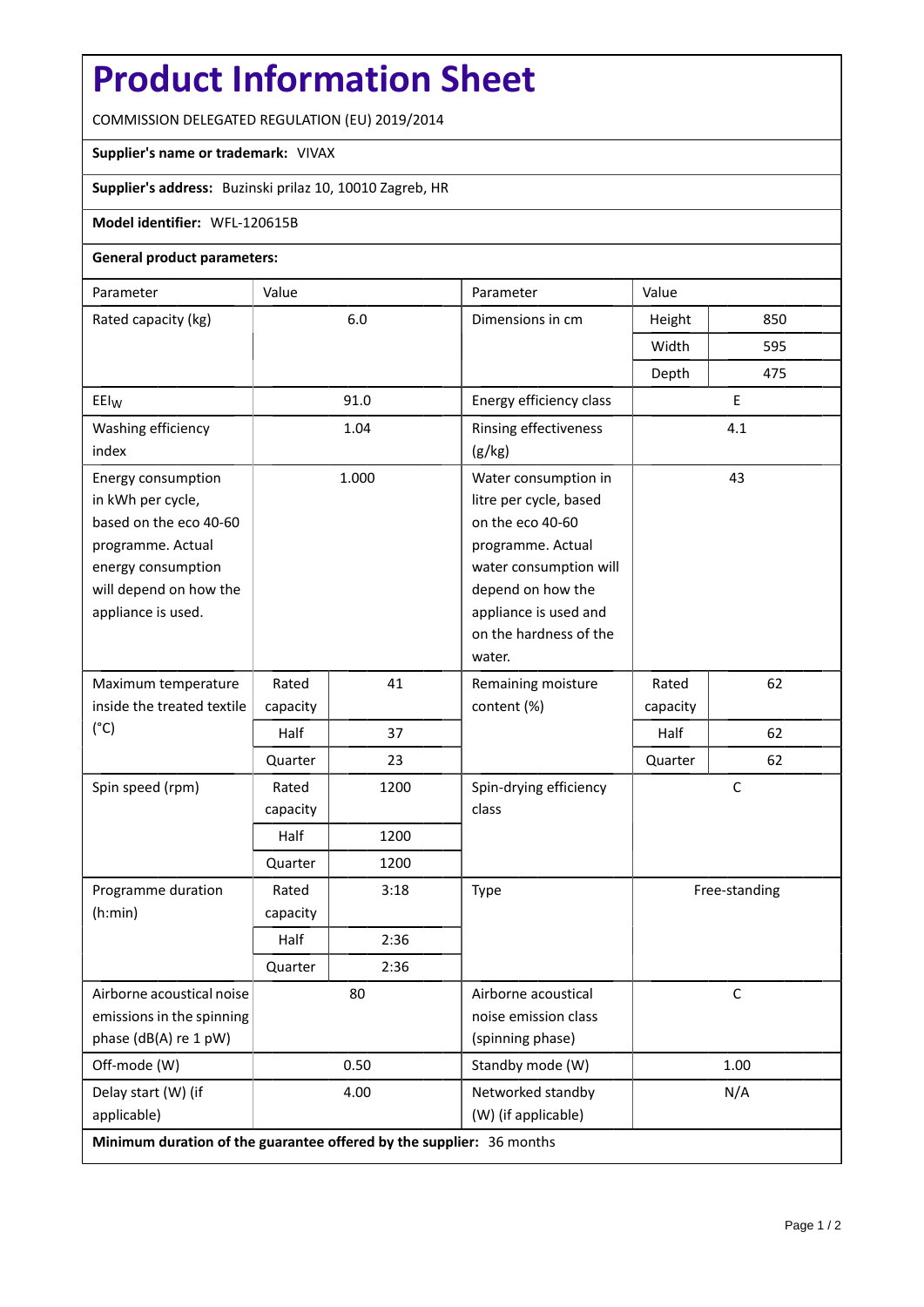# Product Information Sheet

COMMISSION DELEGATED REGULATION (EU) 2019/2014

**Supplier's name or trademark:** VIVAX

**Supplier's address:** Buzinski prilaz 10, 10010 Zagreb, HR

**Model identifier:** WFL-120615B

**General product parameters:**

| Parameter | Value | | Parameter | Value | |
|---|---|---|---|---|---|
| Rated capacity (kg) | 6.0 | | Dimensions in cm | Height | 850 |
| | | | | Width | 595 |
| | | | | Depth | 475 |
| $EEI_W$ | 91.0 | | Energy efficiency class | E | |
| Washing efficiency index | 1.04 | | Rinsing effectiveness (g/kg) | 4.1 | |
| Energy consumption in kWh per cycle, based on the eco 40-60 programme. Actual energy consumption will depend on how the appliance is used. | 1.000 | | Water consumption in litre per cycle, based on the eco 40-60 programme. Actual water consumption will depend on how the appliance is used and on the hardness of the water. | 43 | |
| Maximum temperature inside the treated textile (°C) | Rated capacity | 41 | Remaining moisture content (%) | Rated capacity | 62 |
| | Half | 37 | | Half | 62 |
| | Quarter | 23 | | Quarter | 62 |
| Spin speed (rpm) | Rated capacity | 1200 | Spin-drying efficiency class | C | |
| | Half | 1200 | | | |
| | Quarter | 1200 | | | |
| Programme duration (h:min) | Rated capacity | 3:18 | Type | Free-standing | |
| | Half | 2:36 | | | |
| | Quarter | 2:36 | | | |
| Airborne acoustical noise emissions in the spinning phase (dB(A) re 1 pW) | 80 | | Airborne acoustical noise emission class (spinning phase) | C | |
| Off-mode (W) | 0.50 | | Standby mode (W) | 1.00 | |
| Delay start (W) (if applicable) | 4.00 | | Networked standby (W) (if applicable) | N/A | |

**Minimum duration of the guarantee offered by the supplier:** 36 months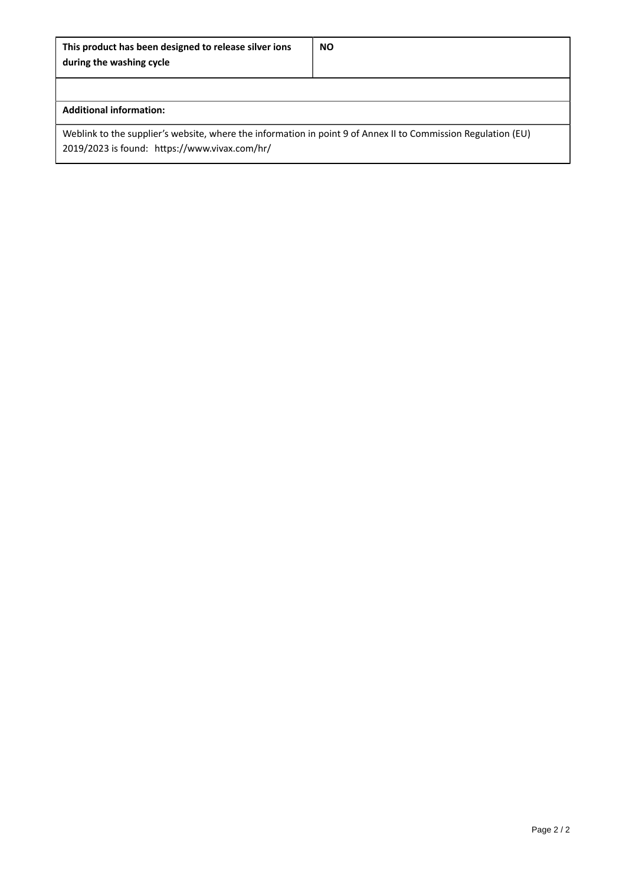| | |
|---|---|
| **This product has been designed to release silver ions during the washing cycle** | **NO** |
| | |
| **Additional information:** | |
| Weblink to the supplier's website, where the information in point 9 of Annex II to Commission Regulation (EU) 2019/2023 is found: https://www.vivax.com/hr/ | |